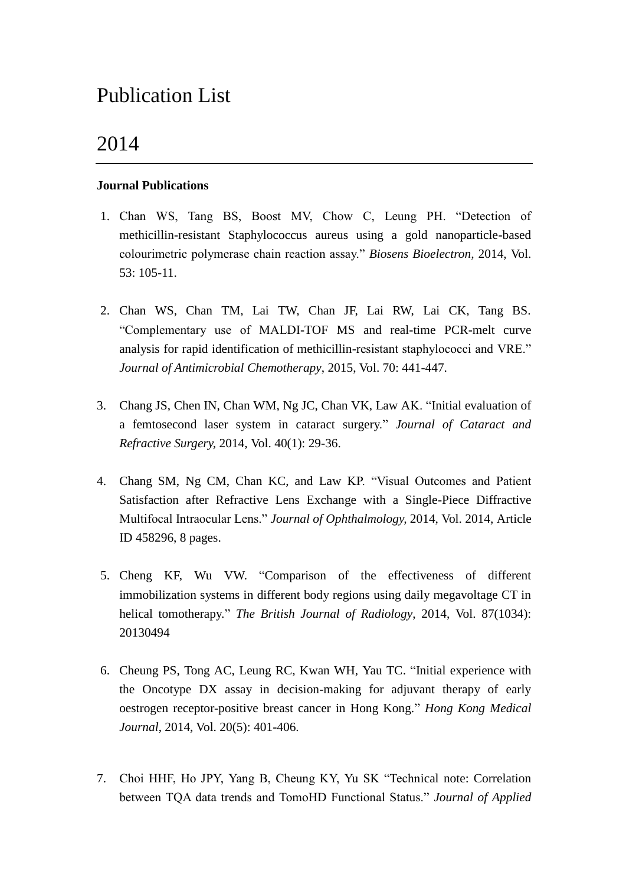# Publication List

## 2014

**Journal Publications**

1. Chan WS, Tang BS, Boost MV, Chow C, Leung PH. "Detection of methicillin-resistant Staphylococcus aureus using a gold nanoparticle-based colourimetric polymerase chain reaction assay." *Biosens Bioelectron,* 2014, Vol. 53: 105-11.

2. Chan WS, Chan TM, Lai TW, Chan JF, Lai RW, Lai CK, Tang BS. "Complementary use of MALDI-TOF MS and real-time PCR-melt curve analysis for rapid identification of methicillin-resistant staphylococci and VRE." *Journal of Antimicrobial Chemotherapy*, 2015, Vol. 70: 441-447.

3. Chang JS, Chen IN, Chan WM, Ng JC, Chan VK, Law AK. "Initial evaluation of a femtosecond laser system in cataract surgery." *Journal of Cataract and Refractive Surgery,* 2014, Vol. 40(1): 29-36.

4. Chang SM, Ng CM, Chan KC, and Law KP. "Visual Outcomes and Patient Satisfaction after Refractive Lens Exchange with a Single-Piece Diffractive Multifocal Intraocular Lens." *Journal of Ophthalmology,* 2014, Vol. 2014, Article ID 458296, 8 pages.

5. Cheng KF, Wu VW. "Comparison of the effectiveness of different immobilization systems in different body regions using daily megavoltage CT in helical tomotherapy." *The British Journal of Radiology*, 2014, Vol. 87(1034): 20130494

6. Cheung PS, Tong AC, Leung RC, Kwan WH, Yau TC. "Initial experience with the Oncotype DX assay in decision-making for adjuvant therapy of early oestrogen receptor-positive breast cancer in Hong Kong." *Hong Kong Medical Journal*, 2014, Vol. 20(5): 401-406.

7. Choi HHF, Ho JPY, Yang B, Cheung KY, Yu SK "Technical note: Correlation between TQA data trends and TomoHD Functional Status." *Journal of Applied*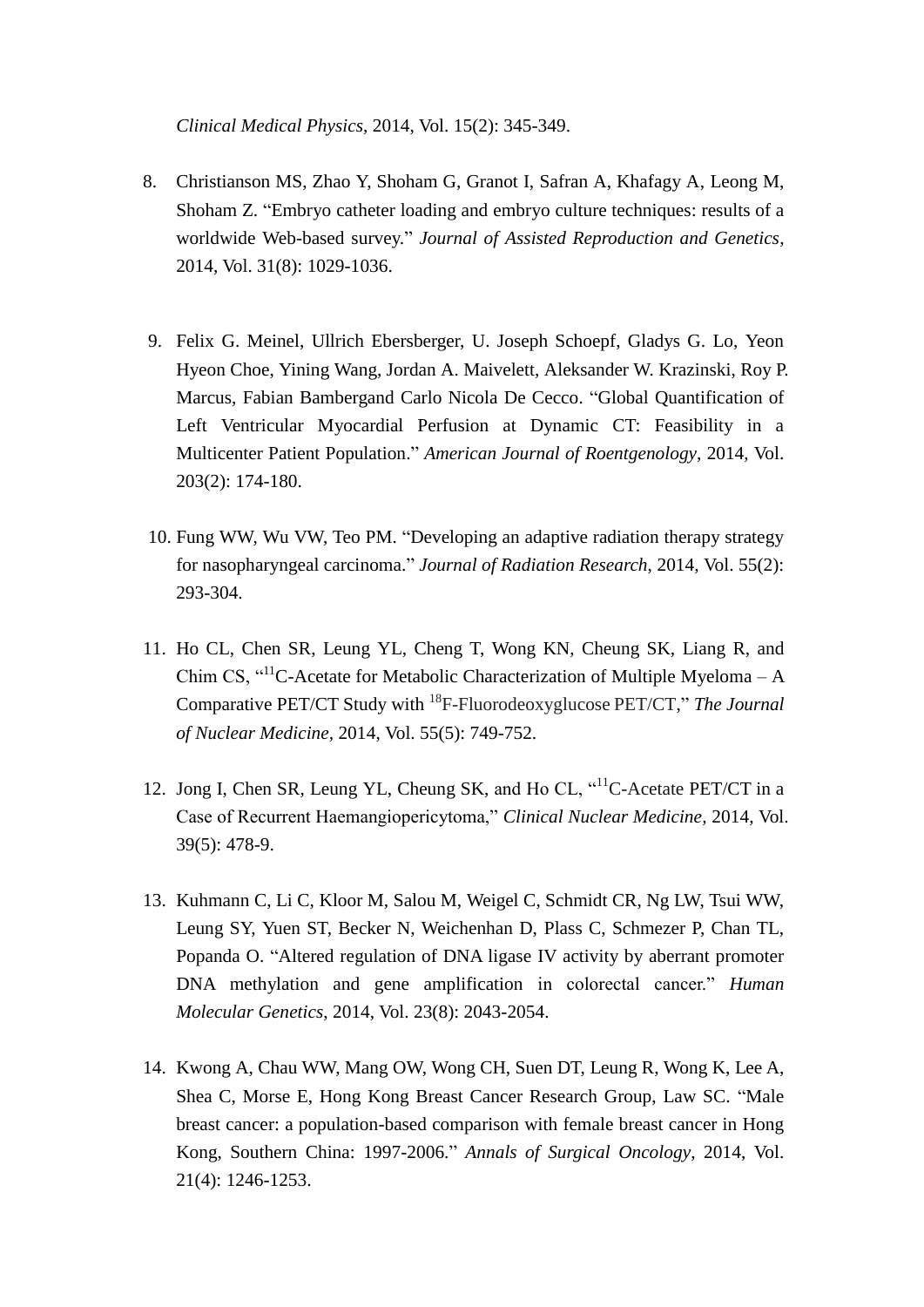*Clinical Medical Physics*, 2014, Vol. 15(2): 345-349.

8. Christianson MS, Zhao Y, Shoham G, Granot I, Safran A, Khafagy A, Leong M, Shoham Z. "Embryo catheter loading and embryo culture techniques: results of a worldwide Web-based survey." *Journal of Assisted Reproduction and Genetics*, 2014, Vol. 31(8): 1029-1036.

9. Felix G. Meinel, Ullrich Ebersberger, U. Joseph Schoepf, Gladys G. Lo, Yeon Hyeon Choe, Yining Wang, Jordan A. Maivelett, Aleksander W. Krazinski, Roy P. Marcus, Fabian Bambergand Carlo Nicola De Cecco. "Global Quantification of Left Ventricular Myocardial Perfusion at Dynamic CT: Feasibility in a Multicenter Patient Population." *American Journal of Roentgenology*, 2014, Vol. 203(2): 174-180.

10. Fung WW, Wu VW, Teo PM. "Developing an adaptive radiation therapy strategy for nasopharyngeal carcinoma." *Journal of Radiation Research*, 2014, Vol. 55(2): 293-304.

11. Ho CL, Chen SR, Leung YL, Cheng T, Wong KN, Cheung SK, Liang R, and Chim CS, "$^{11}$C-Acetate for Metabolic Characterization of Multiple Myeloma – A Comparative PET/CT Study with $^{18}$F-Fluorodeoxyglucose PET/CT," *The Journal of Nuclear Medicine*, 2014, Vol. 55(5): 749-752.

12. Jong I, Chen SR, Leung YL, Cheung SK, and Ho CL, "$^{11}$C-Acetate PET/CT in a Case of Recurrent Haemangiopericytoma," *Clinical Nuclear Medicine,* 2014, Vol. 39(5): 478-9.

13. Kuhmann C, Li C, Kloor M, Salou M, Weigel C, Schmidt CR, Ng LW, Tsui WW, Leung SY, Yuen ST, Becker N, Weichenhan D, Plass C, Schmezer P, Chan TL, Popanda O. "Altered regulation of DNA ligase IV activity by aberrant promoter DNA methylation and gene amplification in colorectal cancer." *Human Molecular Genetics*, 2014, Vol. 23(8): 2043-2054.

14. Kwong A, Chau WW, Mang OW, Wong CH, Suen DT, Leung R, Wong K, Lee A, Shea C, Morse E, Hong Kong Breast Cancer Research Group, Law SC. "Male breast cancer: a population-based comparison with female breast cancer in Hong Kong, Southern China: 1997-2006." *Annals of Surgical Oncology*, 2014, Vol. 21(4): 1246-1253.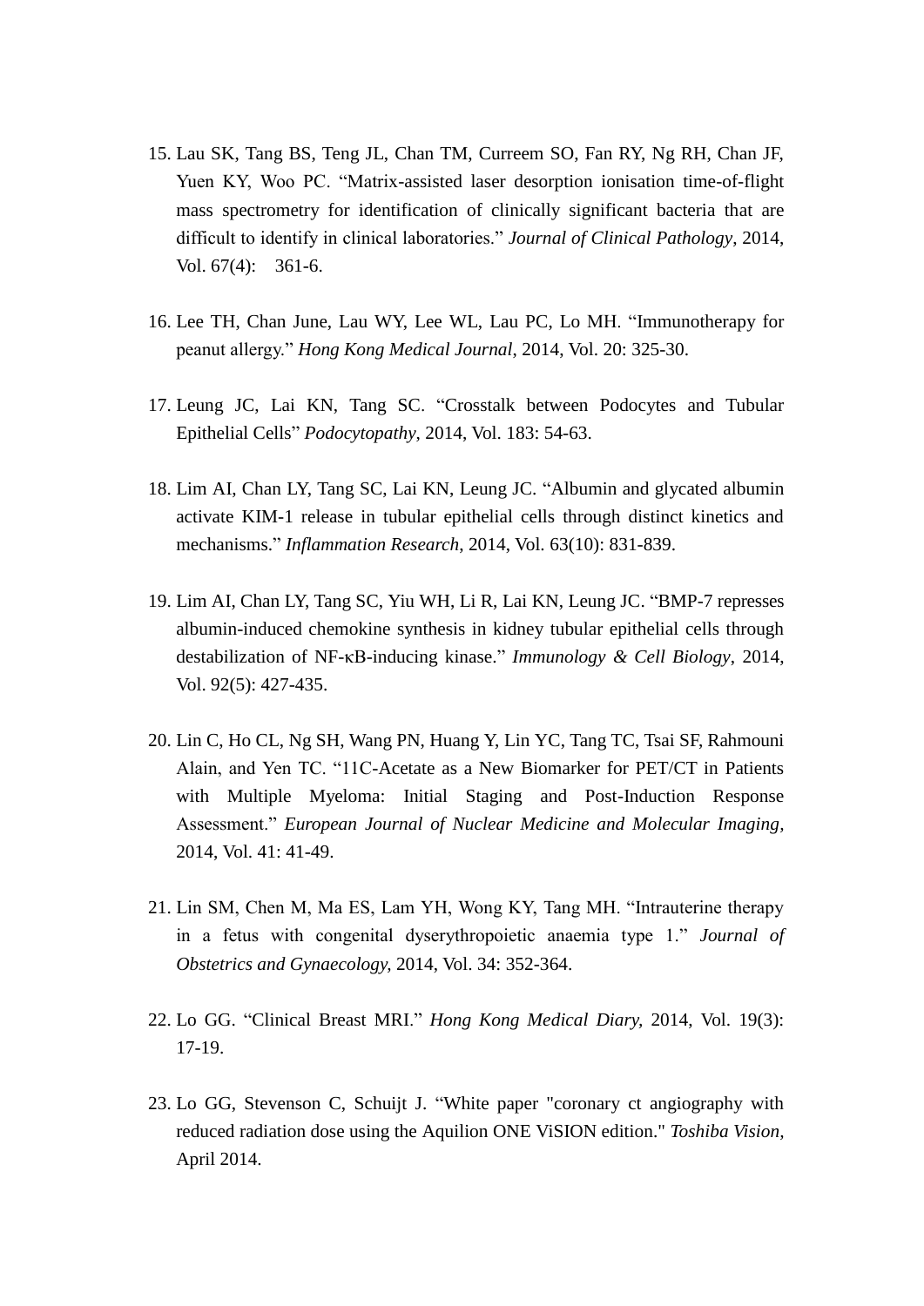15. Lau SK, Tang BS, Teng JL, Chan TM, Curreem SO, Fan RY, Ng RH, Chan JF, Yuen KY, Woo PC. "Matrix-assisted laser desorption ionisation time-of-flight mass spectrometry for identification of clinically significant bacteria that are difficult to identify in clinical laboratories." *Journal of Clinical Pathology*, 2014, Vol. 67(4): 361-6.

16. Lee TH, Chan June, Lau WY, Lee WL, Lau PC, Lo MH. "Immunotherapy for peanut allergy." *Hong Kong Medical Journal*, 2014, Vol. 20: 325-30.

17. Leung JC, Lai KN, Tang SC. "Crosstalk between Podocytes and Tubular Epithelial Cells" *Podocytopathy*, 2014, Vol. 183: 54-63.

18. Lim AI, Chan LY, Tang SC, Lai KN, Leung JC. "Albumin and glycated albumin activate KIM-1 release in tubular epithelial cells through distinct kinetics and mechanisms." *Inflammation Research*, 2014, Vol. 63(10): 831-839.

19. Lim AI, Chan LY, Tang SC, Yiu WH, Li R, Lai KN, Leung JC. "BMP-7 represses albumin-induced chemokine synthesis in kidney tubular epithelial cells through destabilization of NF-κB-inducing kinase." *Immunology & Cell Biology*, 2014, Vol. 92(5): 427-435.

20. Lin C, Ho CL, Ng SH, Wang PN, Huang Y, Lin YC, Tang TC, Tsai SF, Rahmouni Alain, and Yen TC. "11C-Acetate as a New Biomarker for PET/CT in Patients with Multiple Myeloma: Initial Staging and Post-Induction Response Assessment." *European Journal of Nuclear Medicine and Molecular Imaging,* 2014, Vol. 41: 41-49.

21. Lin SM, Chen M, Ma ES, Lam YH, Wong KY, Tang MH. "Intrauterine therapy in a fetus with congenital dyserythropoietic anaemia type 1." *Journal of Obstetrics and Gynaecology,* 2014, Vol. 34: 352-364.

22. Lo GG. "Clinical Breast MRI." *Hong Kong Medical Diary,* 2014, Vol. 19(3): 17-19.

23. Lo GG, Stevenson C, Schuijt J. "White paper "coronary ct angiography with reduced radiation dose using the Aquilion ONE ViSION edition." *Toshiba Vision,* April 2014.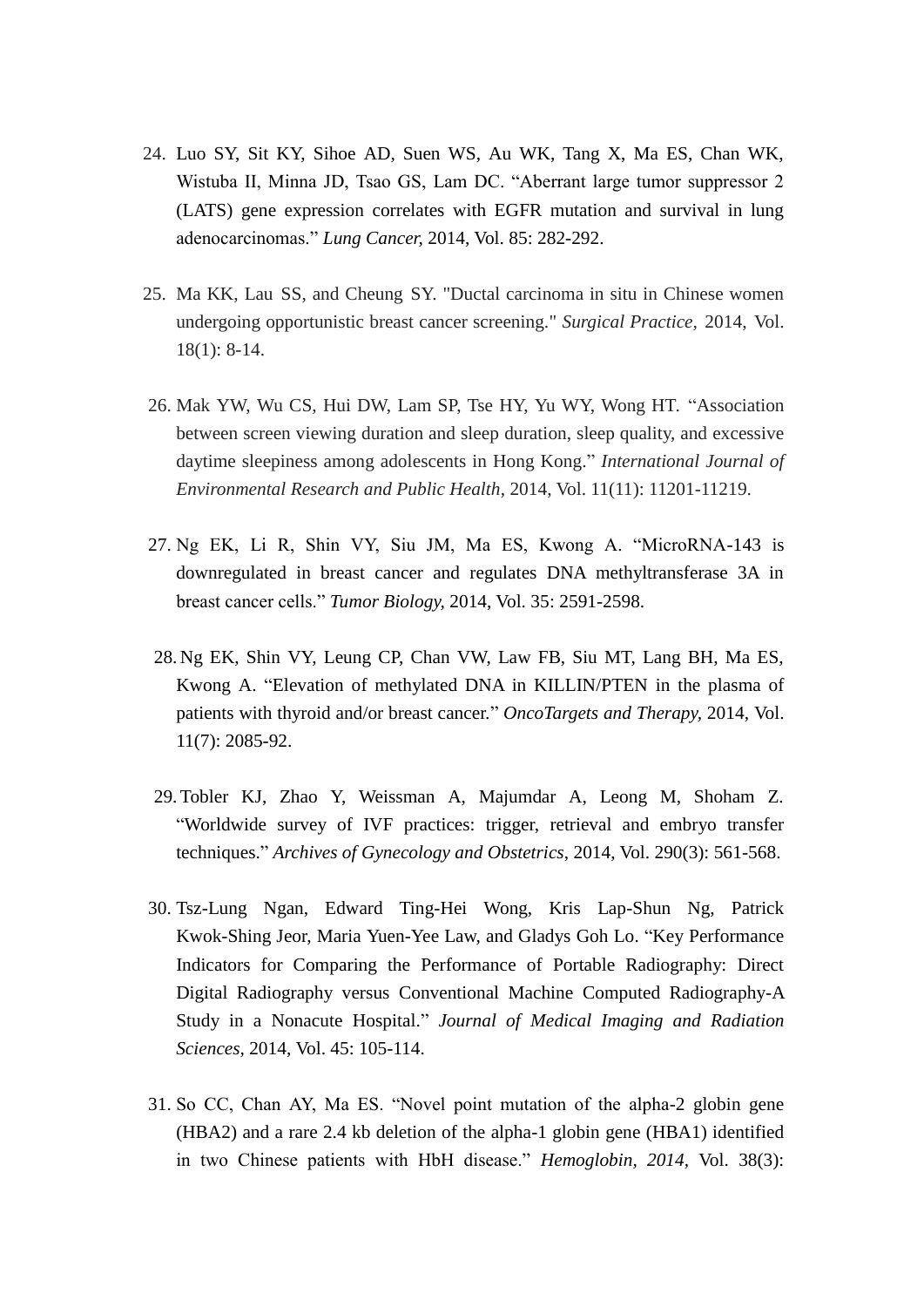24. Luo SY, Sit KY, Sihoe AD, Suen WS, Au WK, Tang X, Ma ES, Chan WK, Wistuba II, Minna JD, Tsao GS, Lam DC. "Aberrant large tumor suppressor 2 (LATS) gene expression correlates with EGFR mutation and survival in lung adenocarcinomas." *Lung Cancer,* 2014, Vol. 85: 282-292.

25. Ma KK, Lau SS, and Cheung SY. "Ductal carcinoma in situ in Chinese women undergoing opportunistic breast cancer screening." *Surgical Practice,* 2014, Vol. 18(1): 8-14.

26. Mak YW, Wu CS, Hui DW, Lam SP, Tse HY, Yu WY, Wong HT. "Association between screen viewing duration and sleep duration, sleep quality, and excessive daytime sleepiness among adolescents in Hong Kong." *International Journal of Environmental Research and Public Health*, 2014, Vol. 11(11): 11201-11219.

27. Ng EK, Li R, Shin VY, Siu JM, Ma ES, Kwong A. "MicroRNA-143 is downregulated in breast cancer and regulates DNA methyltransferase 3A in breast cancer cells." *Tumor Biology,* 2014, Vol. 35: 2591-2598.

28. Ng EK, Shin VY, Leung CP, Chan VW, Law FB, Siu MT, Lang BH, Ma ES, Kwong A. "Elevation of methylated DNA in KILLIN/PTEN in the plasma of patients with thyroid and/or breast cancer." *OncoTargets and Therapy,* 2014, Vol. 11(7): 2085-92.

29. Tobler KJ, Zhao Y, Weissman A, Majumdar A, Leong M, Shoham Z. "Worldwide survey of IVF practices: trigger, retrieval and embryo transfer techniques." *Archives of Gynecology and Obstetrics*, 2014, Vol. 290(3): 561-568.

30. Tsz-Lung Ngan, Edward Ting-Hei Wong, Kris Lap-Shun Ng, Patrick Kwok-Shing Jeor, Maria Yuen-Yee Law, and Gladys Goh Lo. "Key Performance Indicators for Comparing the Performance of Portable Radiography: Direct Digital Radiography versus Conventional Machine Computed Radiography-A Study in a Nonacute Hospital." *Journal of Medical Imaging and Radiation Sciences,* 2014, Vol. 45: 105-114.

31. So CC, Chan AY, Ma ES. "Novel point mutation of the alpha-2 globin gene (HBA2) and a rare 2.4 kb deletion of the alpha-1 globin gene (HBA1) identified in two Chinese patients with HbH disease." *Hemoglobin, 2014,* Vol. 38(3):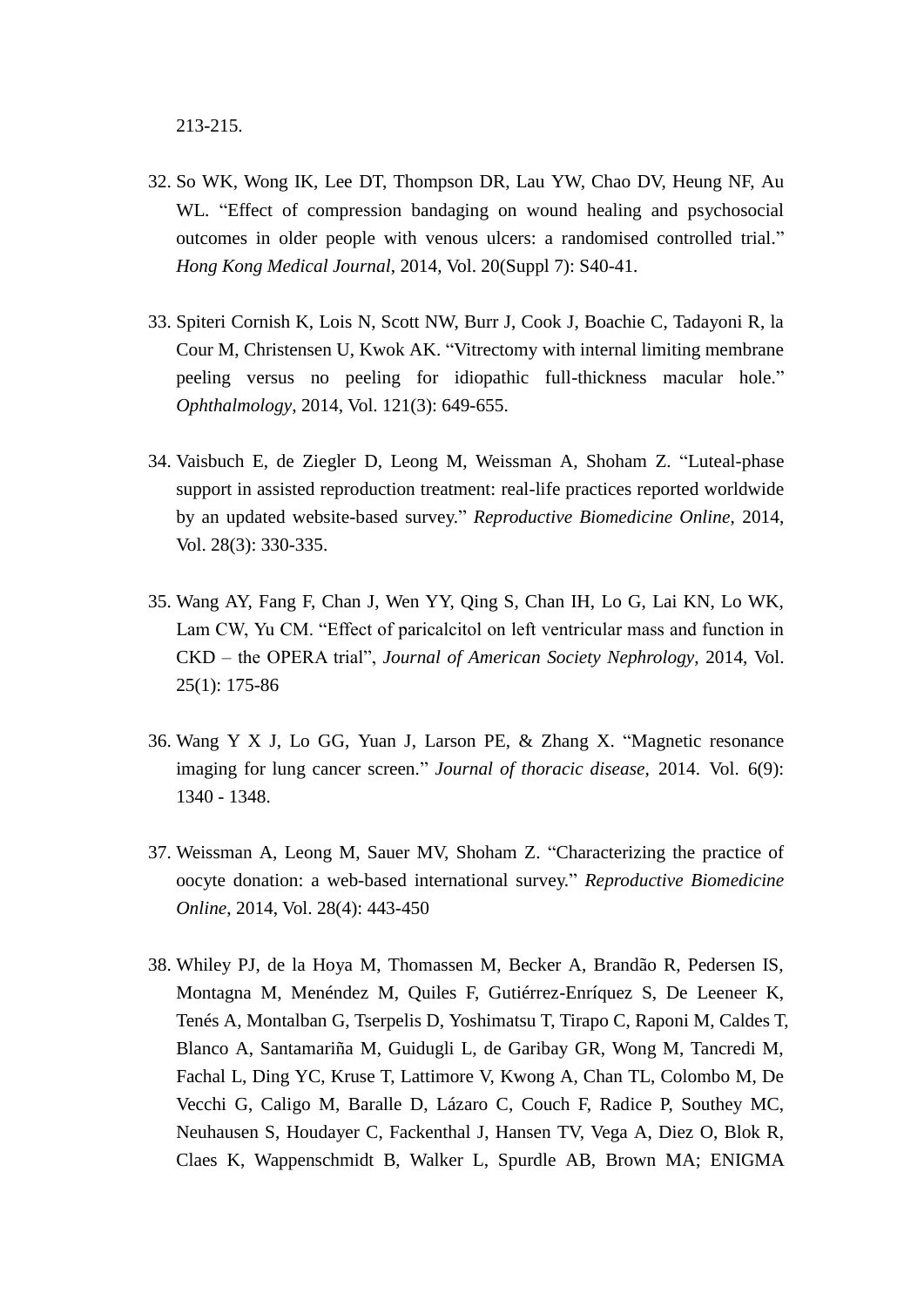213-215.

32. So WK, Wong IK, Lee DT, Thompson DR, Lau YW, Chao DV, Heung NF, Au WL. “Effect of compression bandaging on wound healing and psychosocial outcomes in older people with venous ulcers: a randomised controlled trial.” *Hong Kong Medical Journal*, 2014, Vol. 20(Suppl 7): S40-41.

33. Spiteri Cornish K, Lois N, Scott NW, Burr J, Cook J, Boachie C, Tadayoni R, la Cour M, Christensen U, Kwok AK. “Vitrectomy with internal limiting membrane peeling versus no peeling for idiopathic full-thickness macular hole.” *Ophthalmology*, 2014, Vol. 121(3): 649-655.

34. Vaisbuch E, de Ziegler D, Leong M, Weissman A, Shoham Z. “Luteal-phase support in assisted reproduction treatment: real-life practices reported worldwide by an updated website-based survey.” *Reproductive Biomedicine Online*, 2014, Vol. 28(3): 330-335.

35. Wang AY, Fang F, Chan J, Wen YY, Qing S, Chan IH, Lo G, Lai KN, Lo WK, Lam CW, Yu CM. “Effect of paricalcitol on left ventricular mass and function in CKD – the OPERA trial”, *Journal of American Society Nephrology*, 2014, Vol. 25(1): 175-86

36. Wang Y X J, Lo GG, Yuan J, Larson PE, & Zhang X. “Magnetic resonance imaging for lung cancer screen.” *Journal of thoracic disease*, 2014. Vol. 6(9): 1340 - 1348.

37. Weissman A, Leong M, Sauer MV, Shoham Z. “Characterizing the practice of oocyte donation: a web-based international survey.” *Reproductive Biomedicine Online*, 2014, Vol. 28(4): 443-450

38. Whiley PJ, de la Hoya M, Thomassen M, Becker A, Brandão R, Pedersen IS, Montagna M, Menéndez M, Quiles F, Gutiérrez-Enríquez S, De Leeneer K, Tenés A, Montalban G, Tserpelis D, Yoshimatsu T, Tirapo C, Raponi M, Caldes T, Blanco A, Santamariña M, Guidugli L, de Garibay GR, Wong M, Tancredi M, Fachal L, Ding YC, Kruse T, Lattimore V, Kwong A, Chan TL, Colombo M, De Vecchi G, Caligo M, Baralle D, Lázaro C, Couch F, Radice P, Southey MC, Neuhausen S, Houdayer C, Fackenthal J, Hansen TV, Vega A, Diez O, Blok R, Claes K, Wappenschmidt B, Walker L, Spurdle AB, Brown MA; ENIGMA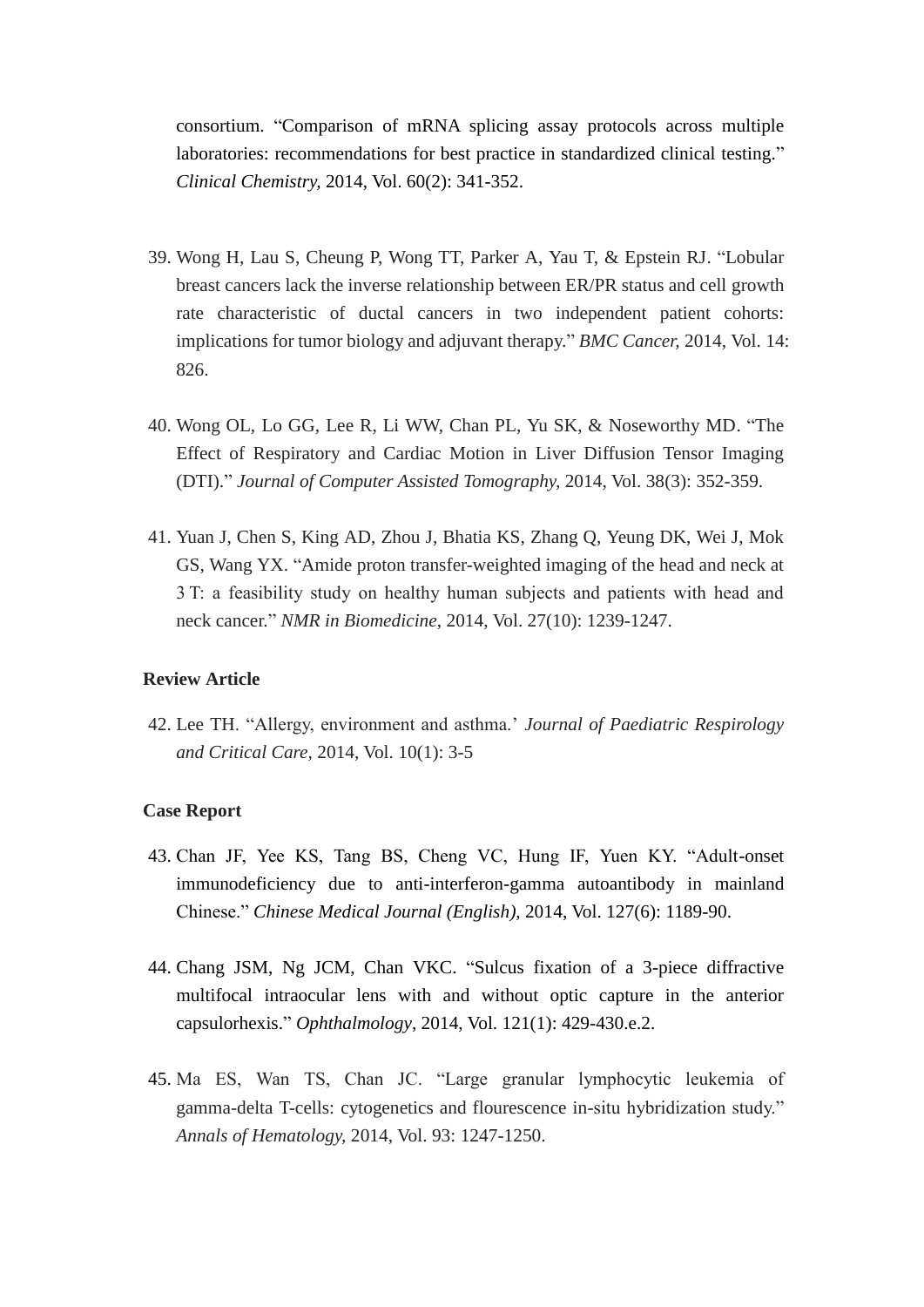consortium. “Comparison of mRNA splicing assay protocols across multiple laboratories: recommendations for best practice in standardized clinical testing.” *Clinical Chemistry,* 2014, Vol. 60(2): 341-352.

39. Wong H, Lau S, Cheung P, Wong TT, Parker A, Yau T, & Epstein RJ. “Lobular breast cancers lack the inverse relationship between ER/PR status and cell growth rate characteristic of ductal cancers in two independent patient cohorts: implications for tumor biology and adjuvant therapy.” *BMC Cancer,* 2014, Vol. 14: 826.

40. Wong OL, Lo GG, Lee R, Li WW, Chan PL, Yu SK, & Noseworthy MD. “The Effect of Respiratory and Cardiac Motion in Liver Diffusion Tensor Imaging (DTI).” *Journal of Computer Assisted Tomography,* 2014, Vol. 38(3): 352-359.

41. Yuan J, Chen S, King AD, Zhou J, Bhatia KS, Zhang Q, Yeung DK, Wei J, Mok GS, Wang YX. “Amide proton transfer-weighted imaging of the head and neck at 3 T: a feasibility study on healthy human subjects and patients with head and neck cancer.” *NMR in Biomedicine*, 2014, Vol. 27(10): 1239-1247.

**Review Article**

42. Lee TH. “Allergy, environment and asthma.’ *Journal of Paediatric Respirology and Critical Care,* 2014, Vol. 10(1): 3-5

**Case Report**

43. Chan JF, Yee KS, Tang BS, Cheng VC, Hung IF, Yuen KY. “Adult-onset immunodeficiency due to anti-interferon-gamma autoantibody in mainland Chinese.” *Chinese Medical Journal (English),* 2014, Vol. 127(6): 1189-90.

44. Chang JSM, Ng JCM, Chan VKC. “Sulcus fixation of a 3-piece diffractive multifocal intraocular lens with and without optic capture in the anterior capsulorhexis.” *Ophthalmology*, 2014, Vol. 121(1): 429-430.e.2.

45. Ma ES, Wan TS, Chan JC. “Large granular lymphocytic leukemia of gamma-delta T-cells: cytogenetics and flourescence in-situ hybridization study.” *Annals of Hematology,* 2014, Vol. 93: 1247-1250.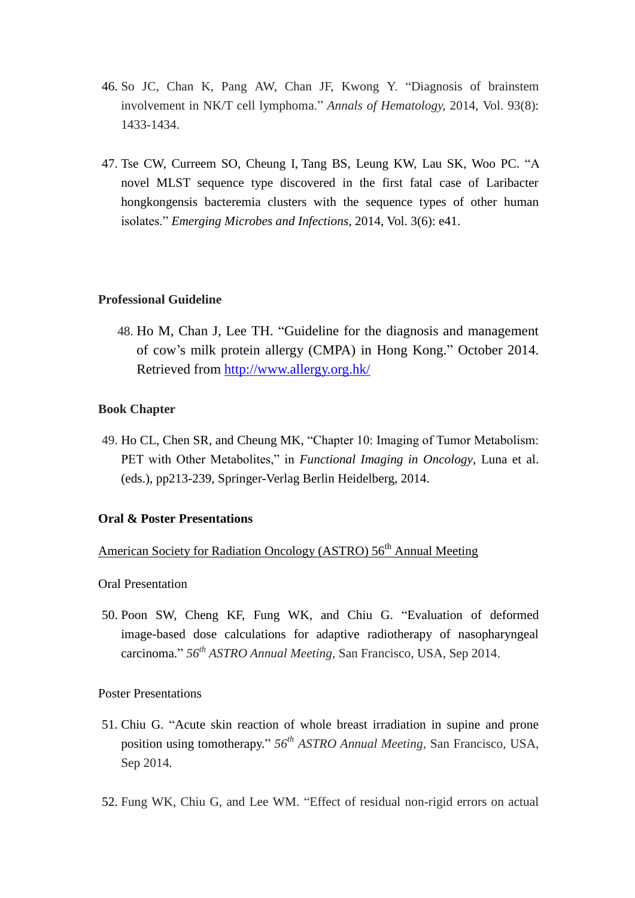46. So JC, Chan K, Pang AW, Chan JF, Kwong Y. "Diagnosis of brainstem involvement in NK/T cell lymphoma." *Annals of Hematology*, 2014, Vol. 93(8): 1433-1434.

47. Tse CW, Curreem SO, Cheung I, Tang BS, Leung KW, Lau SK, Woo PC. "A novel MLST sequence type discovered in the first fatal case of Laribacter hongkongensis bacteremia clusters with the sequence types of other human isolates." *Emerging Microbes and Infections*, 2014, Vol. 3(6): e41.

**Professional Guideline**

48. Ho M, Chan J, Lee TH. "Guideline for the diagnosis and management of cow's milk protein allergy (CMPA) in Hong Kong." October 2014. Retrieved from [http://www.allergy.org.hk/](http://www.allergy.org.hk/)

**Book Chapter**

49. Ho CL, Chen SR, and Cheung MK, "Chapter 10: Imaging of Tumor Metabolism: PET with Other Metabolites," in *Functional Imaging in Oncology*, Luna et al. (eds.), pp213-239, Springer-Verlag Berlin Heidelberg, 2014.

**Oral & Poster Presentations**

American Society for Radiation Oncology (ASTRO) 56th Annual Meeting

Oral Presentation

50. Poon SW, Cheng KF, Fung WK, and Chiu G. "Evaluation of deformed image-based dose calculations for adaptive radiotherapy of nasopharyngeal carcinoma." *56th ASTRO Annual Meeting*, San Francisco, USA, Sep 2014.

Poster Presentations

51. Chiu G. "Acute skin reaction of whole breast irradiation in supine and prone position using tomotherapy." *56th ASTRO Annual Meeting*, San Francisco, USA, Sep 2014.

52. Fung WK, Chiu G, and Lee WM. "Effect of residual non-rigid errors on actual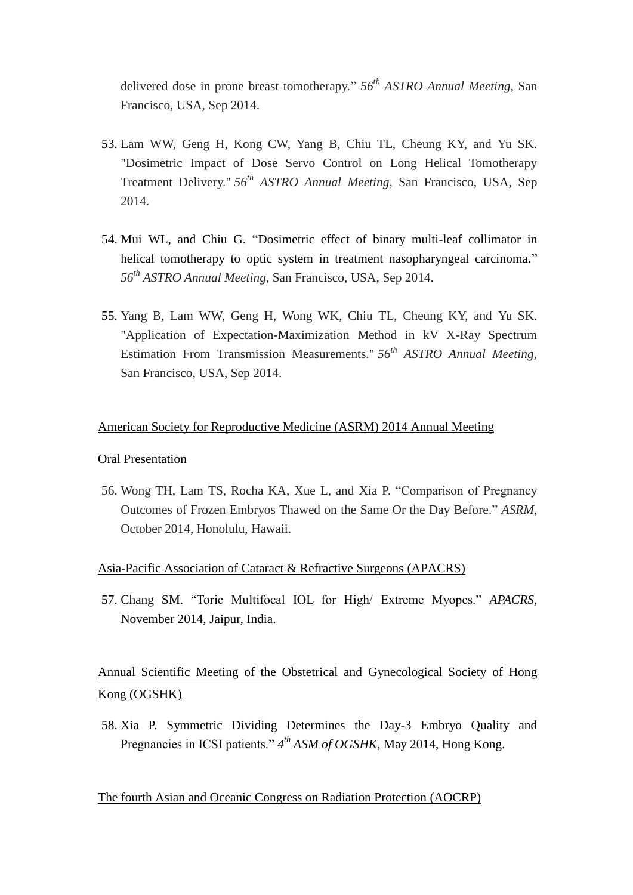delivered dose in prone breast tomotherapy." *56th ASTRO Annual Meeting*, San Francisco, USA, Sep 2014.

53. Lam WW, Geng H, Kong CW, Yang B, Chiu TL, Cheung KY, and Yu SK. "Dosimetric Impact of Dose Servo Control on Long Helical Tomotherapy Treatment Delivery." *56th ASTRO Annual Meeting*, San Francisco, USA, Sep 2014.

54. Mui WL, and Chiu G. "Dosimetric effect of binary multi-leaf collimator in helical tomotherapy to optic system in treatment nasopharyngeal carcinoma." *56th ASTRO Annual Meeting*, San Francisco, USA, Sep 2014.

55. Yang B, Lam WW, Geng H, Wong WK, Chiu TL, Cheung KY, and Yu SK. "Application of Expectation-Maximization Method in kV X-Ray Spectrum Estimation From Transmission Measurements." *56th ASTRO Annual Meeting*, San Francisco, USA, Sep 2014.

<u>American Society for Reproductive Medicine (ASRM) 2014 Annual Meeting</u>

Oral Presentation

56. Wong TH, Lam TS, Rocha KA, Xue L, and Xia P. "Comparison of Pregnancy Outcomes of Frozen Embryos Thawed on the Same Or the Day Before." *ASRM*, October 2014, Honolulu, Hawaii.

<u>Asia-Pacific Association of Cataract & Refractive Surgeons (APACRS)</u>

57. Chang SM. "Toric Multifocal IOL for High/ Extreme Myopes." *APACRS*, November 2014, Jaipur, India.

<u>Annual Scientific Meeting of the Obstetrical and Gynecological Society of Hong Kong (OGSHK)</u>

58. Xia P. Symmetric Dividing Determines the Day-3 Embryo Quality and Pregnancies in ICSI patients." *4th ASM of OGSHK*, May 2014, Hong Kong.

<u>The fourth Asian and Oceanic Congress on Radiation Protection (AOCRP)</u>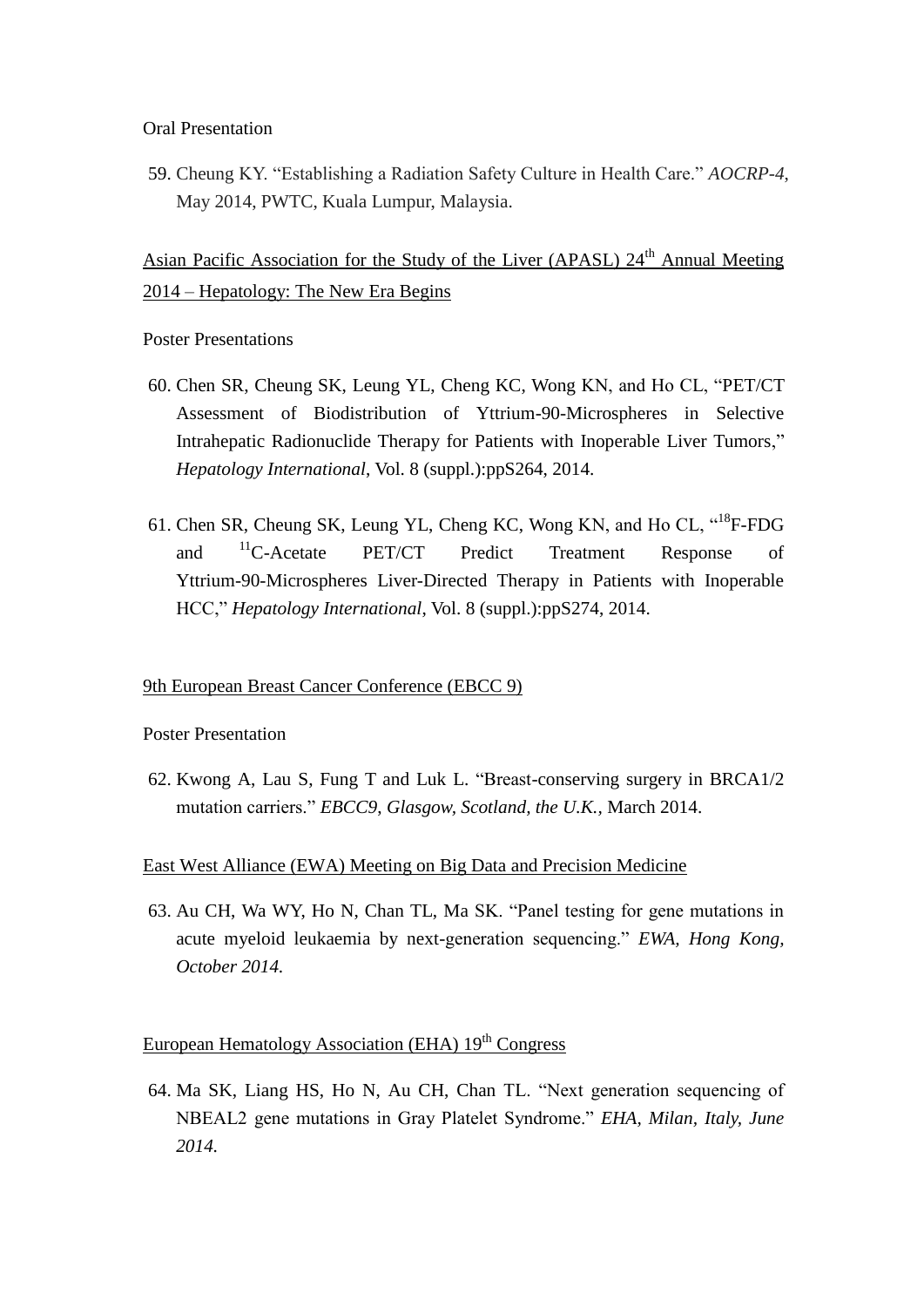Oral Presentation

59. Cheung KY. "Establishing a Radiation Safety Culture in Health Care." *AOCRP-4*, May 2014, PWTC, Kuala Lumpur, Malaysia.

<u>Asian Pacific Association for the Study of the Liver (APASL) 24$^{th}$ Annual Meeting 2014 – Hepatology: The New Era Begins</u>

Poster Presentations

60. Chen SR, Cheung SK, Leung YL, Cheng KC, Wong KN, and Ho CL, "PET/CT Assessment of Biodistribution of Yttrium-90-Microspheres in Selective Intrahepatic Radionuclide Therapy for Patients with Inoperable Liver Tumors," *Hepatology International*, Vol. 8 (suppl.):ppS264, 2014.

61. Chen SR, Cheung SK, Leung YL, Cheng KC, Wong KN, and Ho CL, "$^{18}$F-FDG and $^{11}$C-Acetate PET/CT Predict Treatment Response of Yttrium-90-Microspheres Liver-Directed Therapy in Patients with Inoperable HCC," *Hepatology International*, Vol. 8 (suppl.):ppS274, 2014.

<u>9th European Breast Cancer Conference (EBCC 9)</u>

Poster Presentation

62. Kwong A, Lau S, Fung T and Luk L. "Breast-conserving surgery in BRCA1/2 mutation carriers." *EBCC9*, *Glasgow, Scotland, the U.K.*, March 2014.

<u>East West Alliance (EWA) Meeting on Big Data and Precision Medicine</u>

63. Au CH, Wa WY, Ho N, Chan TL, Ma SK. "Panel testing for gene mutations in acute myeloid leukaemia by next-generation sequencing." *EWA, Hong Kong, October 2014.*

<u>European Hematology Association (EHA) 19$^{th}$ Congress</u>

64. Ma SK, Liang HS, Ho N, Au CH, Chan TL. "Next generation sequencing of NBEAL2 gene mutations in Gray Platelet Syndrome." *EHA, Milan, Italy, June 2014.*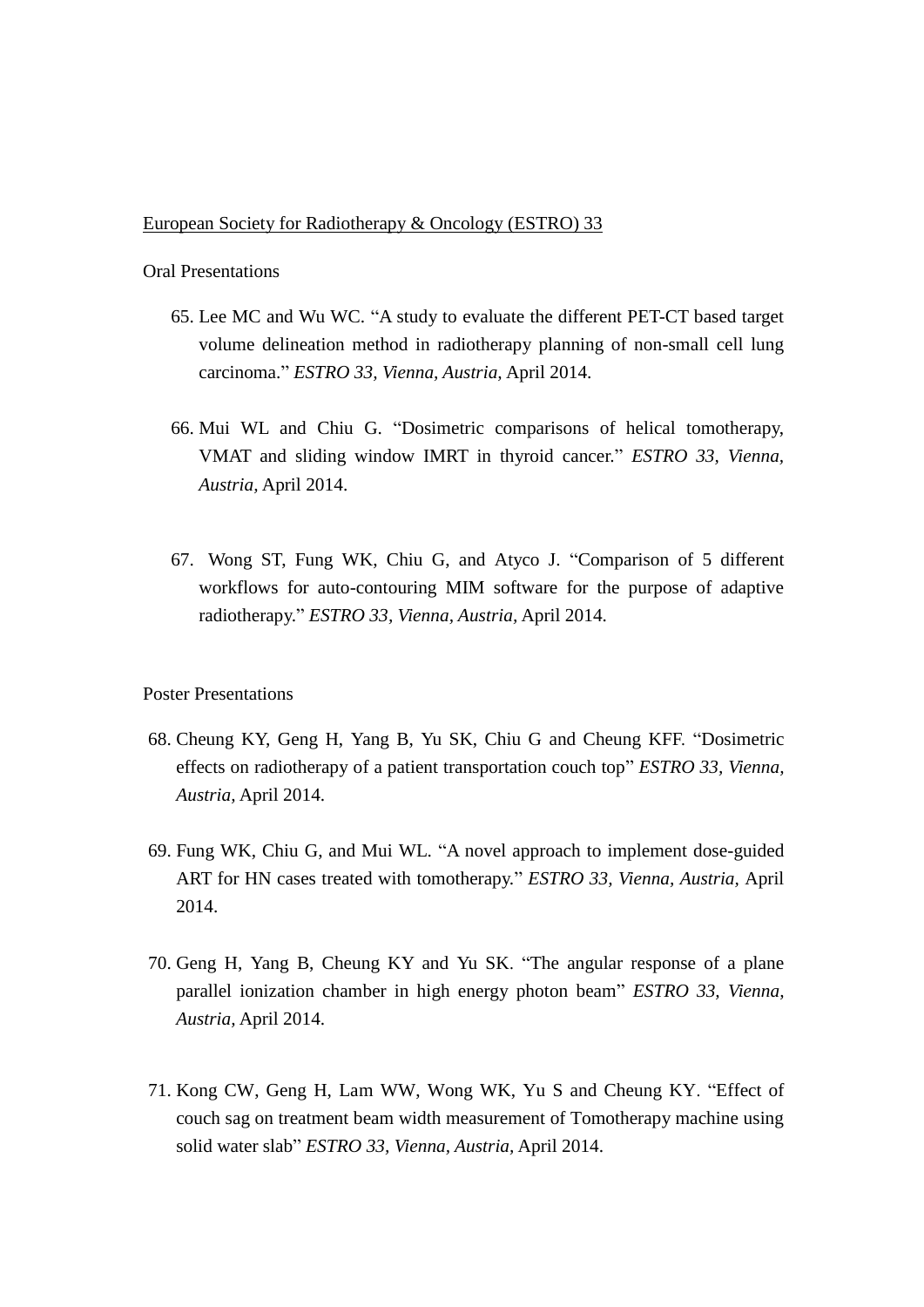European Society for Radiotherapy & Oncology (ESTRO) 33

Oral Presentations

65. Lee MC and Wu WC. "A study to evaluate the different PET-CT based target volume delineation method in radiotherapy planning of non-small cell lung carcinoma." *ESTRO 33, Vienna, Austria,* April 2014.

66. Mui WL and Chiu G. "Dosimetric comparisons of helical tomotherapy, VMAT and sliding window IMRT in thyroid cancer." *ESTRO 33, Vienna, Austria,* April 2014.

67. Wong ST, Fung WK, Chiu G, and Atyco J. "Comparison of 5 different workflows for auto-contouring MIM software for the purpose of adaptive radiotherapy." *ESTRO 33, Vienna, Austria,* April 2014.

Poster Presentations

68. Cheung KY, Geng H, Yang B, Yu SK, Chiu G and Cheung KFF. "Dosimetric effects on radiotherapy of a patient transportation couch top" *ESTRO 33, Vienna, Austria,* April 2014.

69. Fung WK, Chiu G, and Mui WL. "A novel approach to implement dose-guided ART for HN cases treated with tomotherapy." *ESTRO 33, Vienna, Austria,* April 2014.

70. Geng H, Yang B, Cheung KY and Yu SK. "The angular response of a plane parallel ionization chamber in high energy photon beam" *ESTRO 33, Vienna, Austria,* April 2014.

71. Kong CW, Geng H, Lam WW, Wong WK, Yu S and Cheung KY. "Effect of couch sag on treatment beam width measurement of Tomotherapy machine using solid water slab" *ESTRO 33, Vienna, Austria,* April 2014.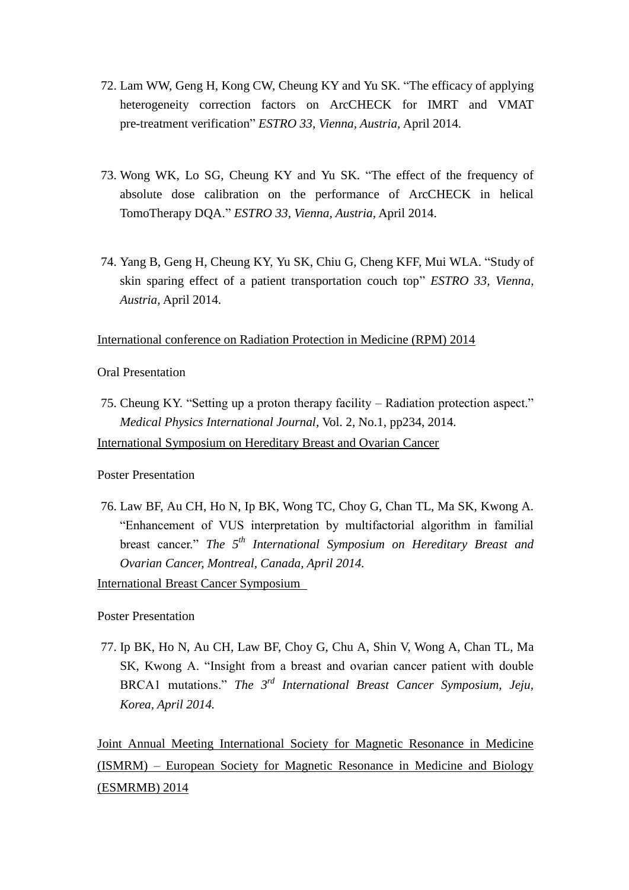72. Lam WW, Geng H, Kong CW, Cheung KY and Yu SK. "The efficacy of applying heterogeneity correction factors on ArcCHECK for IMRT and VMAT pre-treatment verification" *ESTRO 33, Vienna, Austria,* April 2014.

73. Wong WK, Lo SG, Cheung KY and Yu SK. "The effect of the frequency of absolute dose calibration on the performance of ArcCHECK in helical TomoTherapy DQA." *ESTRO 33, Vienna, Austria,* April 2014.

74. Yang B, Geng H, Cheung KY, Yu SK, Chiu G, Cheng KFF, Mui WLA. "Study of skin sparing effect of a patient transportation couch top" *ESTRO 33, Vienna, Austria,* April 2014.

<u>International conference on Radiation Protection in Medicine (RPM) 2014</u>

Oral Presentation

75. Cheung KY. "Setting up a proton therapy facility – Radiation protection aspect." *Medical Physics International Journal*, Vol. 2, No.1, pp234, 2014.

<u>International Symposium on Hereditary Breast and Ovarian Cancer</u>

Poster Presentation

76. Law BF, Au CH, Ho N, Ip BK, Wong TC, Choy G, Chan TL, Ma SK, Kwong A. "Enhancement of VUS interpretation by multifactorial algorithm in familial breast cancer." *The 5th International Symposium on Hereditary Breast and Ovarian Cancer, Montreal, Canada, April 2014.*

<u>International Breast Cancer Symposium</u>

Poster Presentation

77. Ip BK, Ho N, Au CH, Law BF, Choy G, Chu A, Shin V, Wong A, Chan TL, Ma SK, Kwong A. "Insight from a breast and ovarian cancer patient with double BRCA1 mutations." *The 3rd International Breast Cancer Symposium, Jeju, Korea, April 2014.*

<u>Joint Annual Meeting International Society for Magnetic Resonance in Medicine (ISMRM) – European Society for Magnetic Resonance in Medicine and Biology (ESMRMB) 2014</u>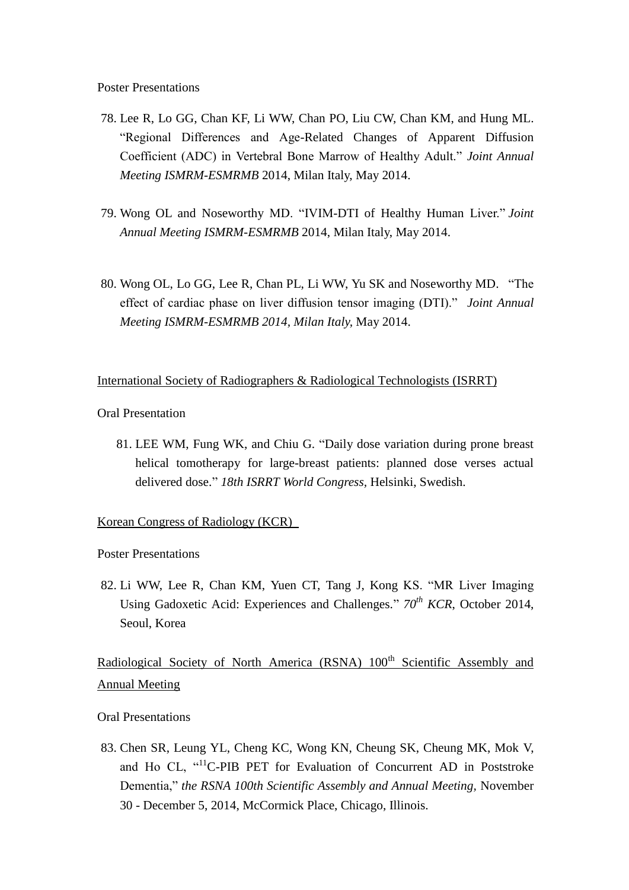Poster Presentations

78. Lee R, Lo GG, Chan KF, Li WW, Chan PO, Liu CW, Chan KM, and Hung ML. "Regional Differences and Age-Related Changes of Apparent Diffusion Coefficient (ADC) in Vertebral Bone Marrow of Healthy Adult." *Joint Annual Meeting ISMRM-ESMRMB* 2014, Milan Italy, May 2014.

79. Wong OL and Noseworthy MD. "IVIM-DTI of Healthy Human Liver." *Joint Annual Meeting ISMRM-ESMRMB* 2014, Milan Italy, May 2014.

80. Wong OL, Lo GG, Lee R, Chan PL, Li WW, Yu SK and Noseworthy MD. "The effect of cardiac phase on liver diffusion tensor imaging (DTI)." *Joint Annual Meeting ISMRM-ESMRMB 2014, Milan Italy*, May 2014.

<u>International Society of Radiographers & Radiological Technologists (ISRRT)</u>

Oral Presentation

81. LEE WM, Fung WK, and Chiu G. "Daily dose variation during prone breast helical tomotherapy for large-breast patients: planned dose verses actual delivered dose." *18th ISRRT World Congress*, Helsinki, Swedish.

<u>Korean Congress of Radiology (KCR)</u>

Poster Presentations

82. Li WW, Lee R, Chan KM, Yuen CT, Tang J, Kong KS. "MR Liver Imaging Using Gadoxetic Acid: Experiences and Challenges." *70th KCR*, October 2014, Seoul, Korea

<u>Radiological Society of North America (RSNA) 100th Scientific Assembly and Annual Meeting</u>

Oral Presentations

83. Chen SR, Leung YL, Cheng KC, Wong KN, Cheung SK, Cheung MK, Mok V, and Ho CL, "$^{11}$C-PIB PET for Evaluation of Concurrent AD in Poststroke Dementia," *the RSNA 100th Scientific Assembly and Annual Meeting*, November 30 - December 5, 2014, McCormick Place, Chicago, Illinois.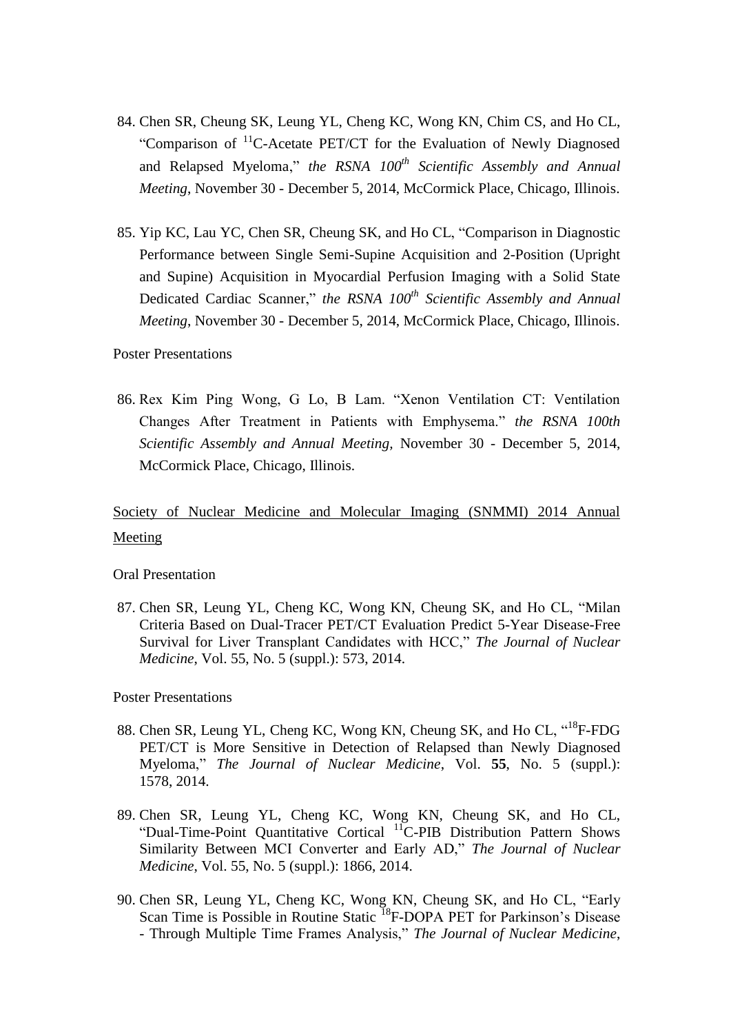84. Chen SR, Cheung SK, Leung YL, Cheng KC, Wong KN, Chim CS, and Ho CL, "Comparison of $^{11}C$-Acetate PET/CT for the Evaluation of Newly Diagnosed and Relapsed Myeloma," *the RSNA 100$^{th}$ Scientific Assembly and Annual Meeting*, November 30 - December 5, 2014, McCormick Place, Chicago, Illinois.

85. Yip KC, Lau YC, Chen SR, Cheung SK, and Ho CL, "Comparison in Diagnostic Performance between Single Semi-Supine Acquisition and 2-Position (Upright and Supine) Acquisition in Myocardial Perfusion Imaging with a Solid State Dedicated Cardiac Scanner," *the RSNA 100$^{th}$ Scientific Assembly and Annual Meeting*, November 30 - December 5, 2014, McCormick Place, Chicago, Illinois.

Poster Presentations

86. Rex Kim Ping Wong, G Lo, B Lam. "Xenon Ventilation CT: Ventilation Changes After Treatment in Patients with Emphysema." *the RSNA 100th Scientific Assembly and Annual Meeting,* November 30 - December 5, 2014, McCormick Place, Chicago, Illinois.

<u>Society of Nuclear Medicine and Molecular Imaging (SNMMI) 2014 Annual Meeting</u>

Oral Presentation

87. Chen SR, Leung YL, Cheng KC, Wong KN, Cheung SK, and Ho CL, "Milan Criteria Based on Dual-Tracer PET/CT Evaluation Predict 5-Year Disease-Free Survival for Liver Transplant Candidates with HCC," *The Journal of Nuclear Medicine*, Vol. 55, No. 5 (suppl.): 573, 2014.

Poster Presentations

88. Chen SR, Leung YL, Cheng KC, Wong KN, Cheung SK, and Ho CL, "$^{18}F$-FDG PET/CT is More Sensitive in Detection of Relapsed than Newly Diagnosed Myeloma," *The Journal of Nuclear Medicine*, Vol. **55**, No. 5 (suppl.): 1578, 2014.

89. Chen SR, Leung YL, Cheng KC, Wong KN, Cheung SK, and Ho CL, "Dual-Time-Point Quantitative Cortical $^{11}C$-PIB Distribution Pattern Shows Similarity Between MCI Converter and Early AD," *The Journal of Nuclear Medicine*, Vol. 55, No. 5 (suppl.): 1866, 2014.

90. Chen SR, Leung YL, Cheng KC, Wong KN, Cheung SK, and Ho CL, "Early Scan Time is Possible in Routine Static $^{18}F$-DOPA PET for Parkinson's Disease - Through Multiple Time Frames Analysis," *The Journal of Nuclear Medicine*,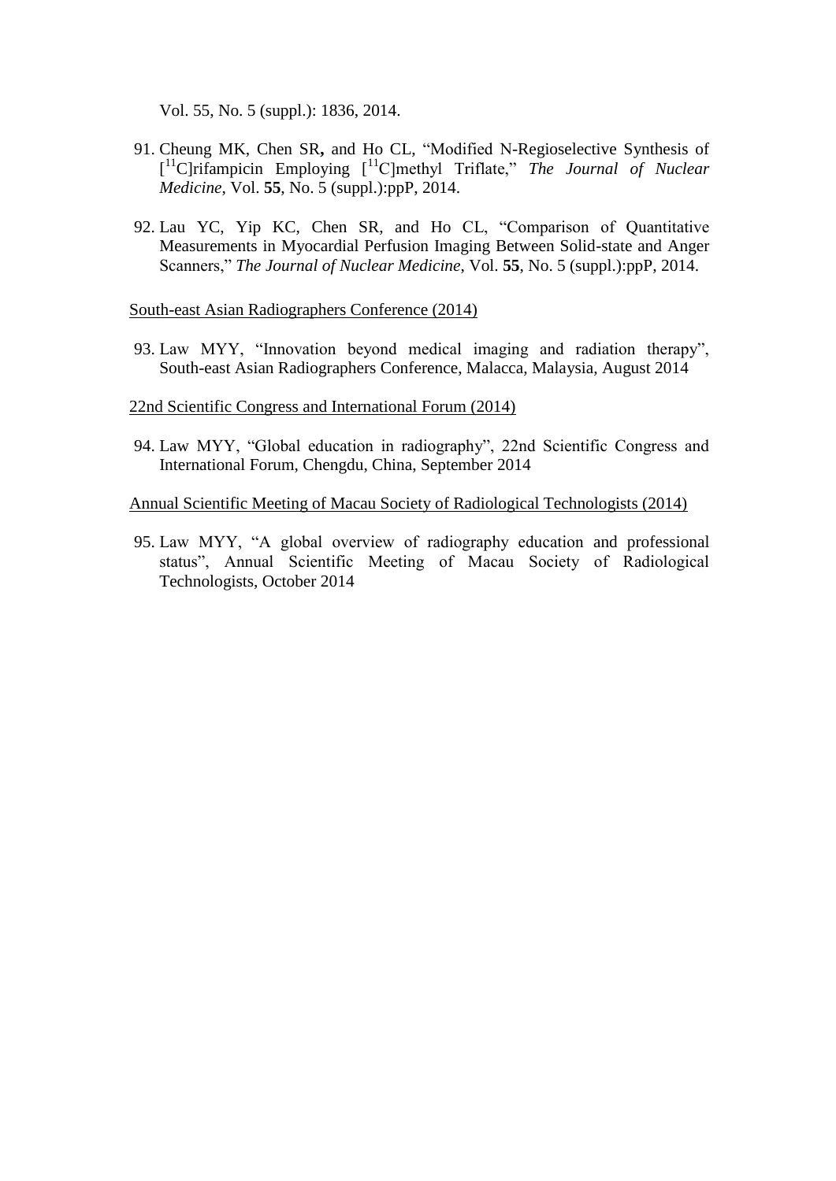Vol. 55, No. 5 (suppl.): 1836, 2014.

91. Cheung MK, Chen SR**,** and Ho CL, “Modified N-Regioselective Synthesis of [$^{11}$C]rifampicin Employing [$^{11}$C]methyl Triflate,” *The Journal of Nuclear Medicine*, Vol. **55**, No. 5 (suppl.):ppP, 2014.

92. Lau YC, Yip KC, Chen SR, and Ho CL, “Comparison of Quantitative Measurements in Myocardial Perfusion Imaging Between Solid-state and Anger Scanners,” *The Journal of Nuclear Medicine*, Vol. **55**, No. 5 (suppl.):ppP, 2014.

<u>South-east Asian Radiographers Conference (2014)</u>

93. Law MYY, “Innovation beyond medical imaging and radiation therapy”, South-east Asian Radiographers Conference, Malacca, Malaysia, August 2014

<u>22nd Scientific Congress and International Forum (2014)</u>

94. Law MYY, “Global education in radiography”, 22nd Scientific Congress and International Forum, Chengdu, China, September 2014

<u>Annual Scientific Meeting of Macau Society of Radiological Technologists (2014)</u>

95. Law MYY, “A global overview of radiography education and professional status”, Annual Scientific Meeting of Macau Society of Radiological Technologists, October 2014